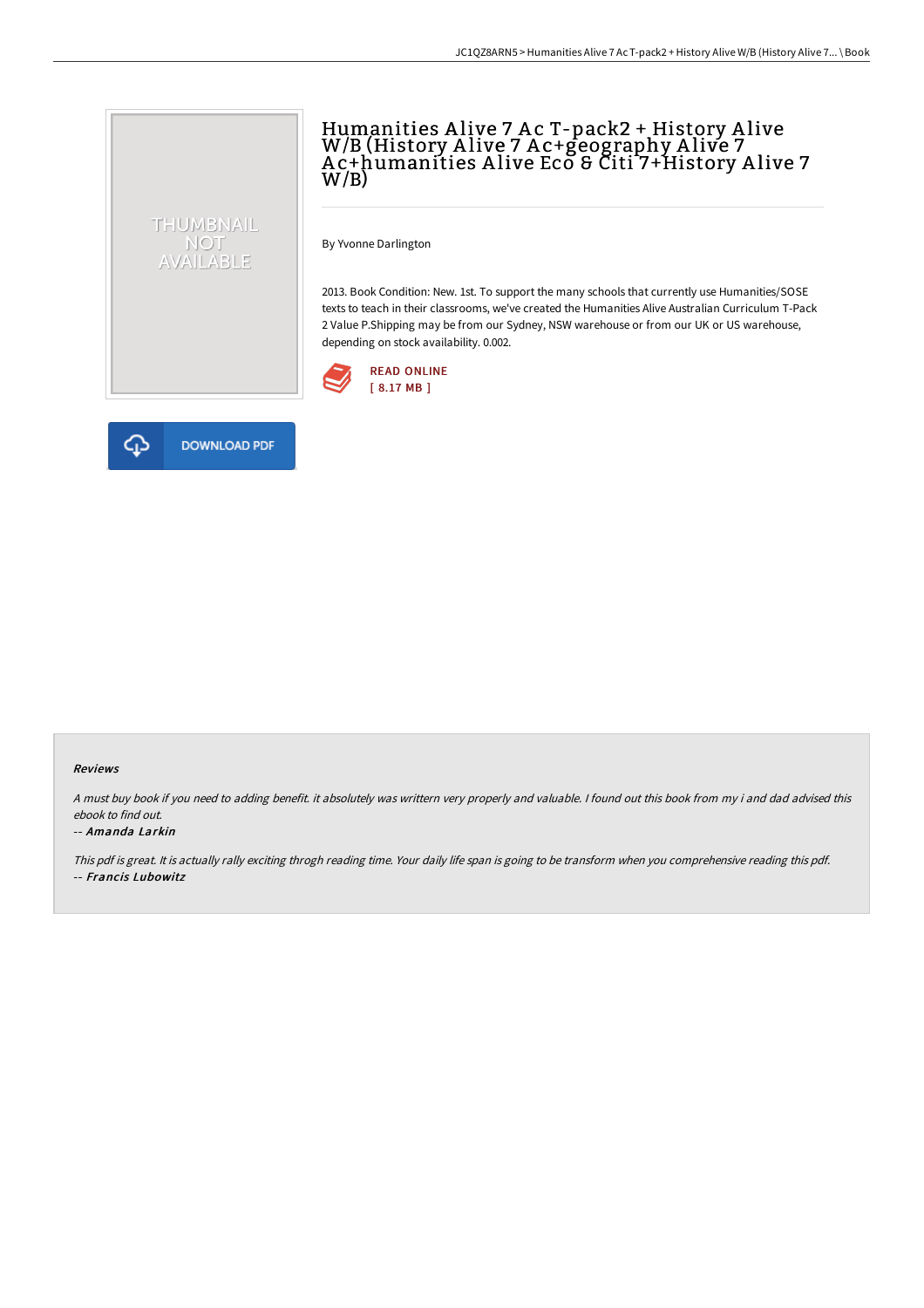# Humanities Alive 7 Ac T-pack2 + History Alive W/B (History Alive 7 Ac+geography Alive 7 Ac+humanities Alive Eco & Citi 7+History Alive 7 W/B)

By Yvonne Darlington

2013. Book Condition: New. 1st. To support the many schools that currently use Humanities/SOSE texts to teach in their classrooms, we've created the Humanities Alive Australian Curriculum T-Pack 2 Value P.Shipping may be from our Sydney, NSW warehouse or from our UK or US warehouse, depending on stock availability. 0.002.

READ ONLINE
[ 8.17 MB ]

DOWNLOAD PDF

### Reviews

*A must buy book if you need to adding benefit. it absolutely was writtern very properly and valuable. I found out this book from my i and dad advised this ebook to find out.*

-- *Amanda Larkin*

*This pdf is great. It is actually rally exciting throgh reading time. Your daily life span is going to be transform when you comprehensive reading this pdf.*

-- *Francis Lubowitz*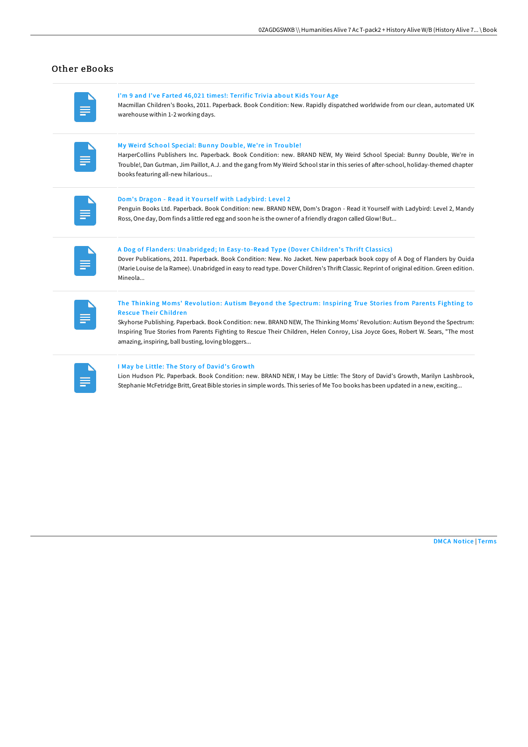## Other eBooks

### I'm 9 and I've Farted 46,021 times!: Terrific Trivia about Kids Your Age

Macmillan Children's Books, 2011. Paperback. Book Condition: New. Rapidly dispatched worldwide from our clean, automated UK warehouse within 1-2 working days.

### My Weird School Special: Bunny Double, We're in Trouble!

HarperCollins Publishers Inc. Paperback. Book Condition: new. BRAND NEW, My Weird School Special: Bunny Double, We're in Trouble!, Dan Gutman, Jim Paillot, A.J. and the gang from My Weird School star in this series of after-school, holiday-themed chapter books featuring all-new hilarious...

### Dom's Dragon - Read it Yourself with Ladybird: Level 2

Penguin Books Ltd. Paperback. Book Condition: new. BRAND NEW, Dom's Dragon - Read it Yourself with Ladybird: Level 2, Mandy Ross, One day, Dom finds a little red egg and soon he is the owner of a friendly dragon called Glow! But...

### A Dog of Flanders: Unabridged; In Easy-to-Read Type (Dover Children's Thrift Classics)

Dover Publications, 2011. Paperback. Book Condition: New. No Jacket. New paperback book copy of A Dog of Flanders by Ouida (Marie Louise de la Ramee). Unabridged in easy to read type. Dover Children's Thrift Classic. Reprint of original edition. Green edition. Mineola...

### The Thinking Moms' Revolution: Autism Beyond the Spectrum: Inspiring True Stories from Parents Fighting to Rescue Their Children

Skyhorse Publishing. Paperback. Book Condition: new. BRAND NEW, The Thinking Moms' Revolution: Autism Beyond the Spectrum: Inspiring True Stories from Parents Fighting to Rescue Their Children, Helen Conroy, Lisa Joyce Goes, Robert W. Sears, "The most amazing, inspiring, ball busting, loving bloggers...

### I May be Little: The Story of David's Growth

Lion Hudson Plc. Paperback. Book Condition: new. BRAND NEW, I May be Little: The Story of David's Growth, Marilyn Lashbrook, Stephanie McFetridge Britt, Great Bible stories in simple words. This series of Me Too books has been updated in a new, exciting...

DMCA Notice | Terms